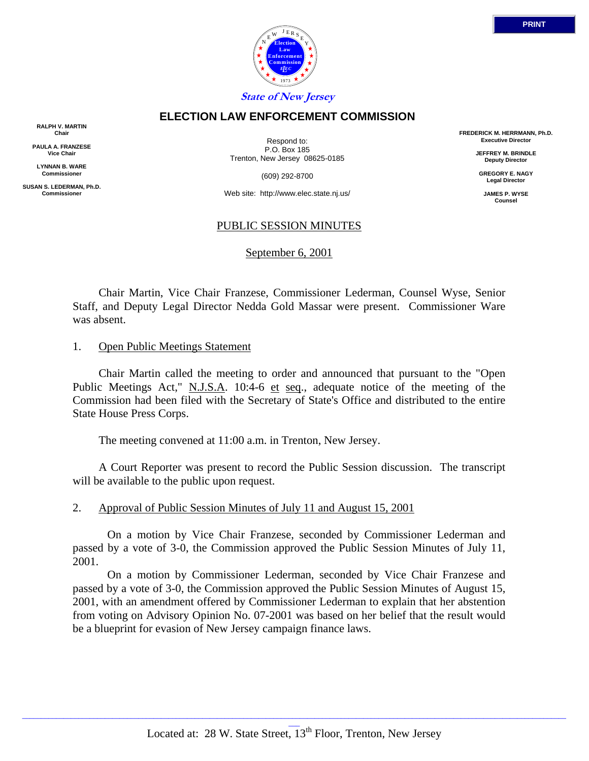State of New Jersey

# ELECTION LAW ENFORCEMENT COMMISSION

RALPH V. MARTIN
Chair

PAULA A. FRANZESE
Vice Chair

LYNNAN B. WARE
Commissioner

SUSAN S. LEDERMAN, Ph.D.
Commissioner

Respond to:
P.O. Box 185
Trenton, New Jersey 08625-0185

(609) 292-8700

Web site: http://www.elec.state.nj.us/

FREDERICK M. HERRMANN, Ph.D.
Executive Director

JEFFREY M. BRINDLE
Deputy Director

GREGORY E. NAGY
Legal Director

JAMES P. WYSE
Counsel

## PUBLIC SESSION MINUTES

September 6, 2001

Chair Martin, Vice Chair Franzese, Commissioner Lederman, Counsel Wyse, Senior Staff, and Deputy Legal Director Nedda Gold Massar were present. Commissioner Ware was absent.

1. Open Public Meetings Statement

Chair Martin called the meeting to order and announced that pursuant to the "Open Public Meetings Act," N.J.S.A. 10:4-6 et seq., adequate notice of the meeting of the Commission had been filed with the Secretary of State's Office and distributed to the entire State House Press Corps.

The meeting convened at 11:00 a.m. in Trenton, New Jersey.

A Court Reporter was present to record the Public Session discussion. The transcript will be available to the public upon request.

2. Approval of Public Session Minutes of July 11 and August 15, 2001

On a motion by Vice Chair Franzese, seconded by Commissioner Lederman and passed by a vote of 3-0, the Commission approved the Public Session Minutes of July 11, 2001.

On a motion by Commissioner Lederman, seconded by Vice Chair Franzese and passed by a vote of 3-0, the Commission approved the Public Session Minutes of August 15, 2001, with an amendment offered by Commissioner Lederman to explain that her abstention from voting on Advisory Opinion No. 07-2001 was based on her belief that the result would be a blueprint for evasion of New Jersey campaign finance laws.

Located at: 28 W. State Street, 13th Floor, Trenton, New Jersey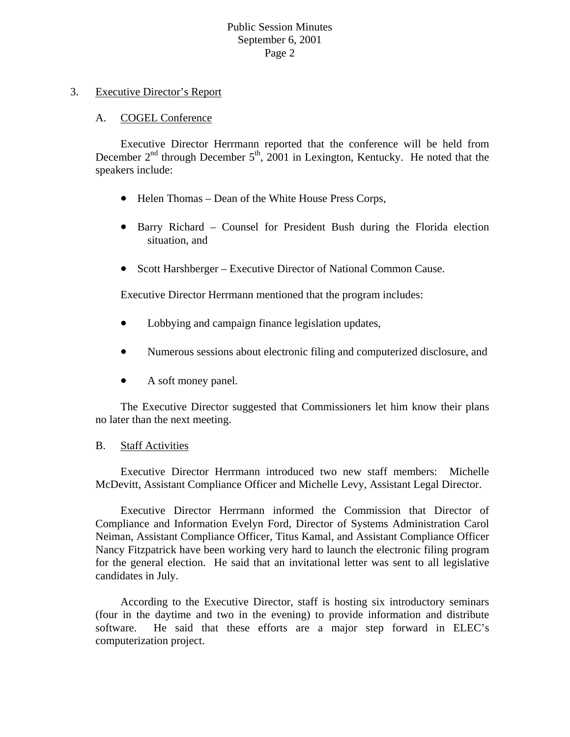3. Executive Director's Report

A. COGEL Conference

Executive Director Herrmann reported that the conference will be held from December 2nd through December 5th, 2001 in Lexington, Kentucky. He noted that the speakers include:

- Helen Thomas – Dean of the White House Press Corps,
- Barry Richard – Counsel for President Bush during the Florida election situation, and
- Scott Harshberger – Executive Director of National Common Cause.

Executive Director Herrmann mentioned that the program includes:

- Lobbying and campaign finance legislation updates,
- Numerous sessions about electronic filing and computerized disclosure, and
- A soft money panel.

The Executive Director suggested that Commissioners let him know their plans no later than the next meeting.

B. Staff Activities

Executive Director Herrmann introduced two new staff members: Michelle McDevitt, Assistant Compliance Officer and Michelle Levy, Assistant Legal Director.

Executive Director Herrmann informed the Commission that Director of Compliance and Information Evelyn Ford, Director of Systems Administration Carol Neiman, Assistant Compliance Officer, Titus Kamal, and Assistant Compliance Officer Nancy Fitzpatrick have been working very hard to launch the electronic filing program for the general election. He said that an invitational letter was sent to all legislative candidates in July.

According to the Executive Director, staff is hosting six introductory seminars (four in the daytime and two in the evening) to provide information and distribute software. He said that these efforts are a major step forward in ELEC's computerization project.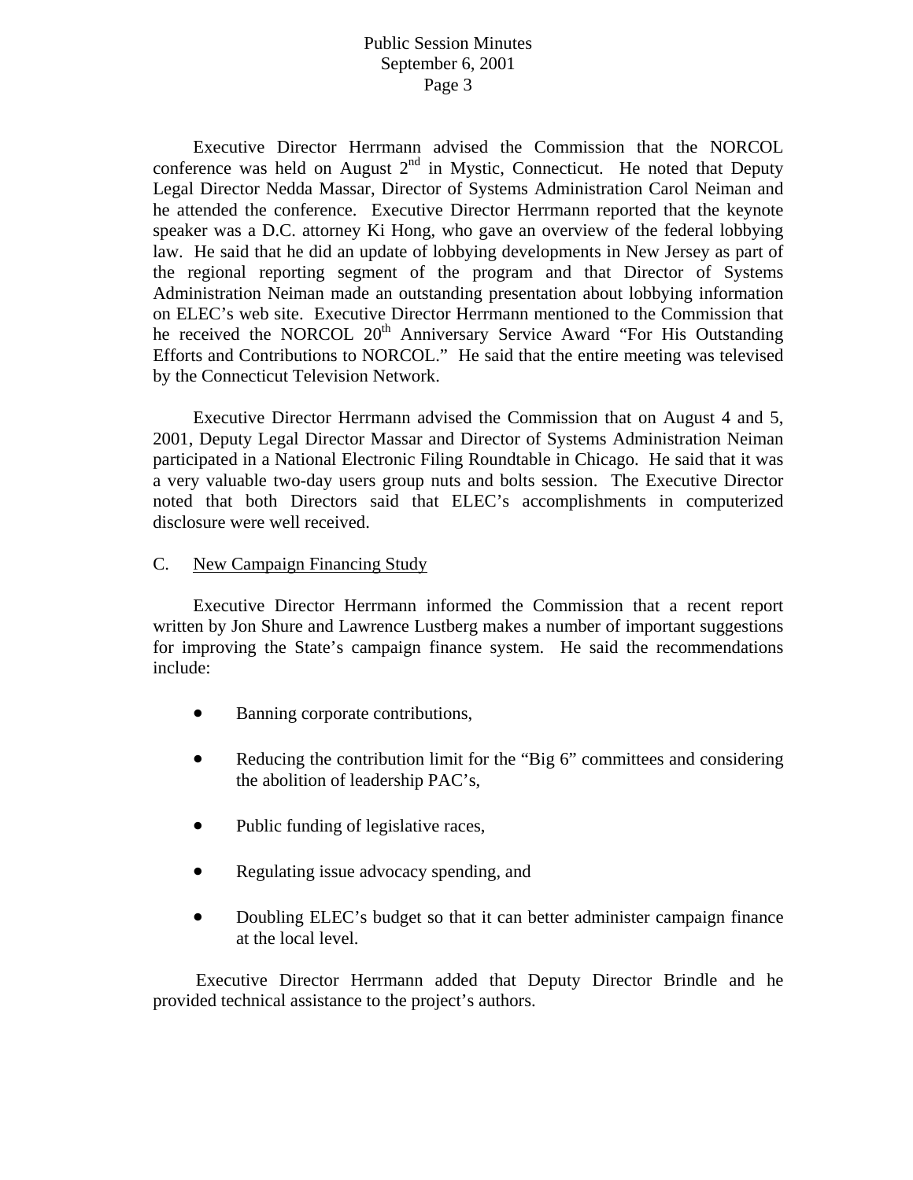Executive Director Herrmann advised the Commission that the NORCOL conference was held on August 2nd in Mystic, Connecticut. He noted that Deputy Legal Director Nedda Massar, Director of Systems Administration Carol Neiman and he attended the conference. Executive Director Herrmann reported that the keynote speaker was a D.C. attorney Ki Hong, who gave an overview of the federal lobbying law. He said that he did an update of lobbying developments in New Jersey as part of the regional reporting segment of the program and that Director of Systems Administration Neiman made an outstanding presentation about lobbying information on ELEC's web site. Executive Director Herrmann mentioned to the Commission that he received the NORCOL 20th Anniversary Service Award "For His Outstanding Efforts and Contributions to NORCOL." He said that the entire meeting was televised by the Connecticut Television Network.

Executive Director Herrmann advised the Commission that on August 4 and 5, 2001, Deputy Legal Director Massar and Director of Systems Administration Neiman participated in a National Electronic Filing Roundtable in Chicago. He said that it was a very valuable two-day users group nuts and bolts session. The Executive Director noted that both Directors said that ELEC's accomplishments in computerized disclosure were well received.

C. New Campaign Financing Study

Executive Director Herrmann informed the Commission that a recent report written by Jon Shure and Lawrence Lustberg makes a number of important suggestions for improving the State's campaign finance system. He said the recommendations include:

- Banning corporate contributions,
- Reducing the contribution limit for the "Big 6" committees and considering the abolition of leadership PAC's,
- Public funding of legislative races,
- Regulating issue advocacy spending, and
- Doubling ELEC's budget so that it can better administer campaign finance at the local level.

Executive Director Herrmann added that Deputy Director Brindle and he provided technical assistance to the project's authors.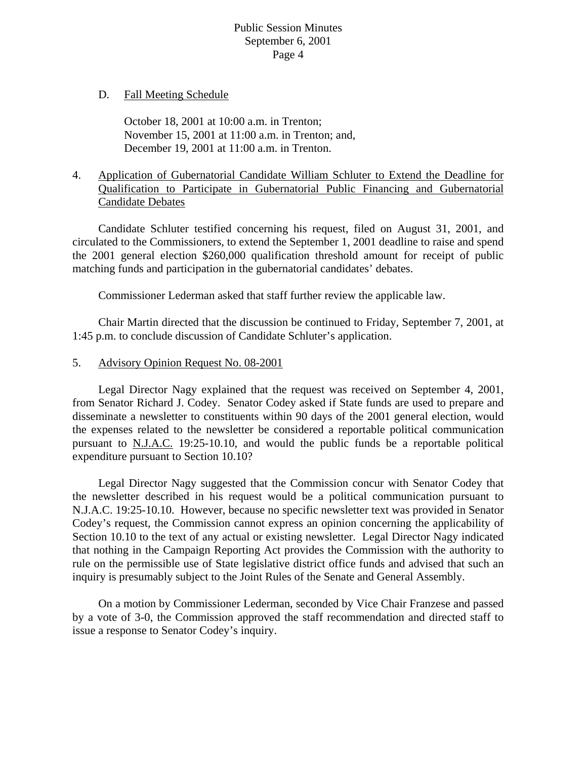D. <u>Fall Meeting Schedule</u>

October 18, 2001 at 10:00 a.m. in Trenton;
November 15, 2001 at 11:00 a.m. in Trenton; and,
December 19, 2001 at 11:00 a.m. in Trenton.

4. <u>Application of Gubernatorial Candidate William Schluter to Extend the Deadline for Qualification to Participate in Gubernatorial Public Financing and Gubernatorial Candidate Debates</u>

Candidate Schluter testified concerning his request, filed on August 31, 2001, and circulated to the Commissioners, to extend the September 1, 2001 deadline to raise and spend the 2001 general election $260,000 qualification threshold amount for receipt of public matching funds and participation in the gubernatorial candidates' debates.

Commissioner Lederman asked that staff further review the applicable law.

Chair Martin directed that the discussion be continued to Friday, September 7, 2001, at 1:45 p.m. to conclude discussion of Candidate Schluter's application.

5. <u>Advisory Opinion Request No. 08-2001</u>

Legal Director Nagy explained that the request was received on September 4, 2001, from Senator Richard J. Codey. Senator Codey asked if State funds are used to prepare and disseminate a newsletter to constituents within 90 days of the 2001 general election, would the expenses related to the newsletter be considered a reportable political communication pursuant to <u>N.J.A.C.</u> 19:25-10.10, and would the public funds be a reportable political expenditure pursuant to Section 10.10?

Legal Director Nagy suggested that the Commission concur with Senator Codey that the newsletter described in his request would be a political communication pursuant to N.J.A.C. 19:25-10.10. However, because no specific newsletter text was provided in Senator Codey's request, the Commission cannot express an opinion concerning the applicability of Section 10.10 to the text of any actual or existing newsletter. Legal Director Nagy indicated that nothing in the Campaign Reporting Act provides the Commission with the authority to rule on the permissible use of State legislative district office funds and advised that such an inquiry is presumably subject to the Joint Rules of the Senate and General Assembly.

On a motion by Commissioner Lederman, seconded by Vice Chair Franzese and passed by a vote of 3-0, the Commission approved the staff recommendation and directed staff to issue a response to Senator Codey's inquiry.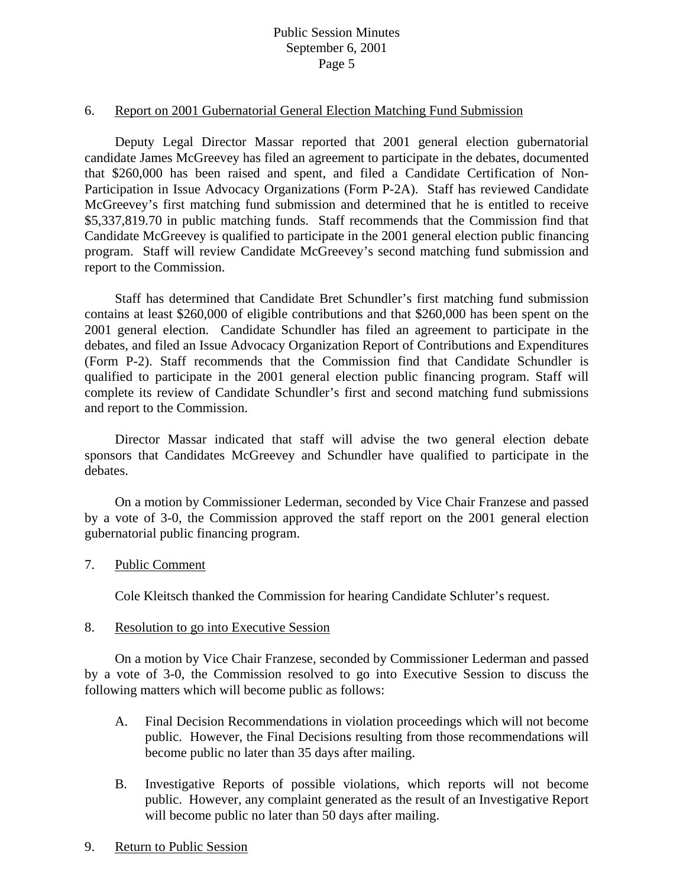6. Report on 2001 Gubernatorial General Election Matching Fund Submission

Deputy Legal Director Massar reported that 2001 general election gubernatorial candidate James McGreevey has filed an agreement to participate in the debates, documented that $260,000 has been raised and spent, and filed a Candidate Certification of Non-Participation in Issue Advocacy Organizations (Form P-2A). Staff has reviewed Candidate McGreevey's first matching fund submission and determined that he is entitled to receive $5,337,819.70 in public matching funds. Staff recommends that the Commission find that Candidate McGreevey is qualified to participate in the 2001 general election public financing program. Staff will review Candidate McGreevey's second matching fund submission and report to the Commission.

Staff has determined that Candidate Bret Schundler's first matching fund submission contains at least $260,000 of eligible contributions and that $260,000 has been spent on the 2001 general election. Candidate Schundler has filed an agreement to participate in the debates, and filed an Issue Advocacy Organization Report of Contributions and Expenditures (Form P-2). Staff recommends that the Commission find that Candidate Schundler is qualified to participate in the 2001 general election public financing program. Staff will complete its review of Candidate Schundler's first and second matching fund submissions and report to the Commission.

Director Massar indicated that staff will advise the two general election debate sponsors that Candidates McGreevey and Schundler have qualified to participate in the debates.

On a motion by Commissioner Lederman, seconded by Vice Chair Franzese and passed by a vote of 3-0, the Commission approved the staff report on the 2001 general election gubernatorial public financing program.

7. Public Comment

Cole Kleitsch thanked the Commission for hearing Candidate Schluter's request.

8. Resolution to go into Executive Session

On a motion by Vice Chair Franzese, seconded by Commissioner Lederman and passed by a vote of 3-0, the Commission resolved to go into Executive Session to discuss the following matters which will become public as follows:

A. Final Decision Recommendations in violation proceedings which will not become public. However, the Final Decisions resulting from those recommendations will become public no later than 35 days after mailing.

B. Investigative Reports of possible violations, which reports will not become public. However, any complaint generated as the result of an Investigative Report will become public no later than 50 days after mailing.

9. Return to Public Session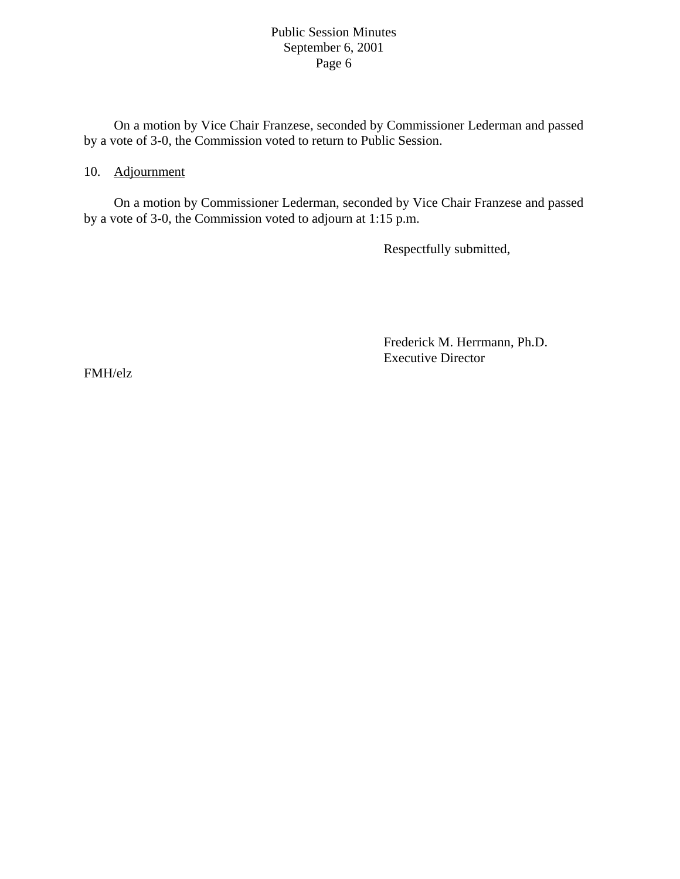On a motion by Vice Chair Franzese, seconded by Commissioner Lederman and passed by a vote of 3-0, the Commission voted to return to Public Session.

10. Adjournment

On a motion by Commissioner Lederman, seconded by Vice Chair Franzese and passed by a vote of 3-0, the Commission voted to adjourn at 1:15 p.m.

Respectfully submitted,

Frederick M. Herrmann, Ph.D.
Executive Director

FMH/elz